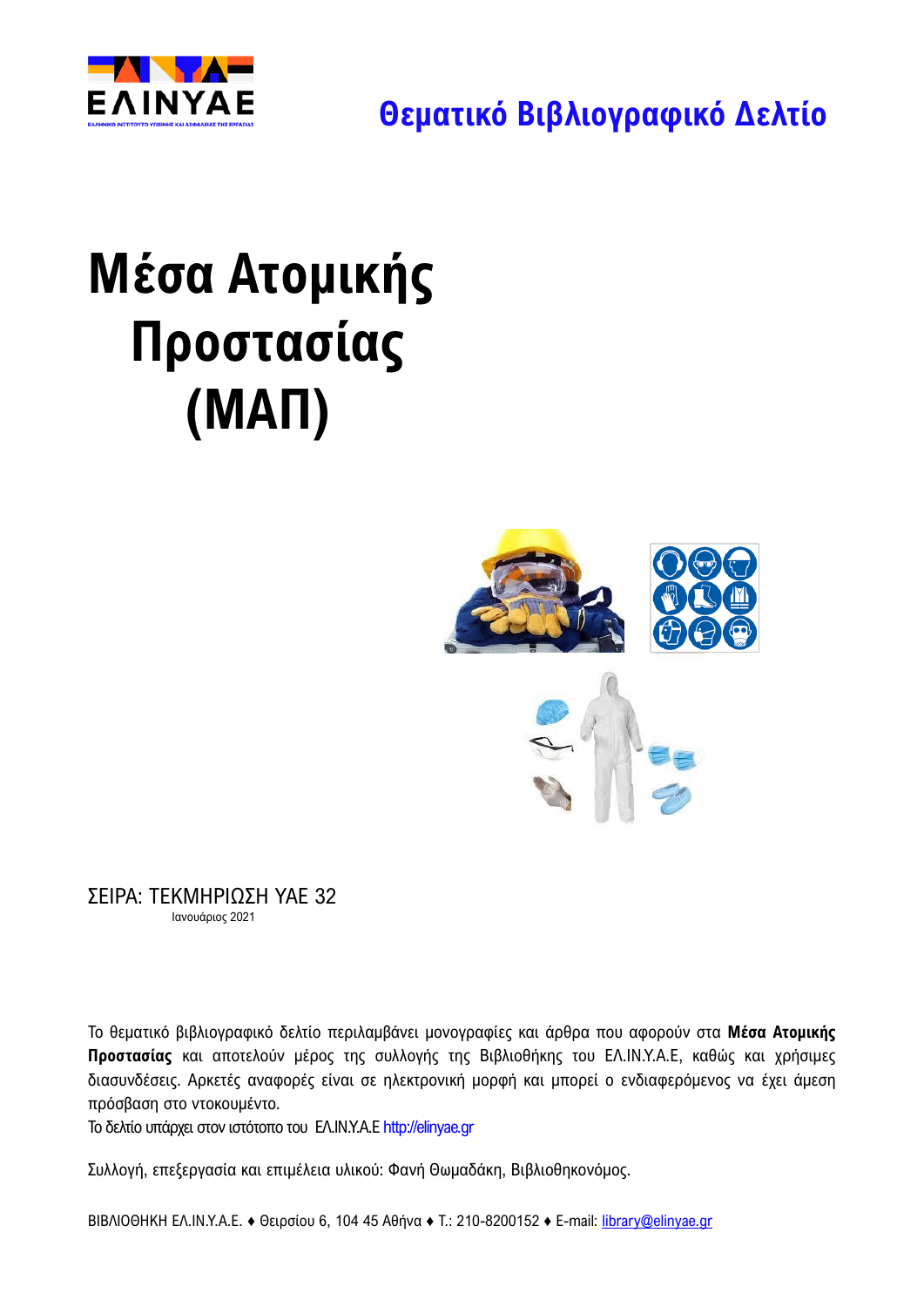ΕΛΙΝΥΑΕ

**Θεματικό Βιβλιογραφικό Δελτίο**

# Μέσα Ατομικής Προστασίας (ΜΑΠ)

ΣΕΙΡΑ: ΤΕΚΜΗΡΙΩΣΗ ΥΑΕ 32

Ιανουάριος 2021

Το θεματικό βιβλιογραφικό δελτίο περιλαμβάνει μονογραφίες και άρθρα που αφορούν στα **Μέσα Ατομικής Προστασίας** και αποτελούν μέρος της συλλογής της Βιβλιοθήκης του ΕΛ.ΙΝ.Υ.Α.Ε, καθώς και χρήσιμες διασυνδέσεις. Αρκετές αναφορές είναι σε ηλεκτρονική μορφή και μπορεί ο ενδιαφερόμενος να έχει άμεση πρόσβαση στο ντοκουμέντο.

Το δελτίο υπάρχει στον ιστότοπο του ΕΛ.ΙΝ.Υ.Α.Ε http://elinyae.gr

Συλλογή, επεξεργασία και επιμέλεια υλικού: Φανή Θωμαδάκη, Βιβλιοθηκονόμος.

ΒΙΒΛΙΟΘΗΚΗ ΕΛ.ΙΝ.Υ.Α.Ε. ♦ Θειρσίου 6, 104 45 Αθήνα ♦ Τ.: 210-8200152 ♦ E-mail: library@elinyae.gr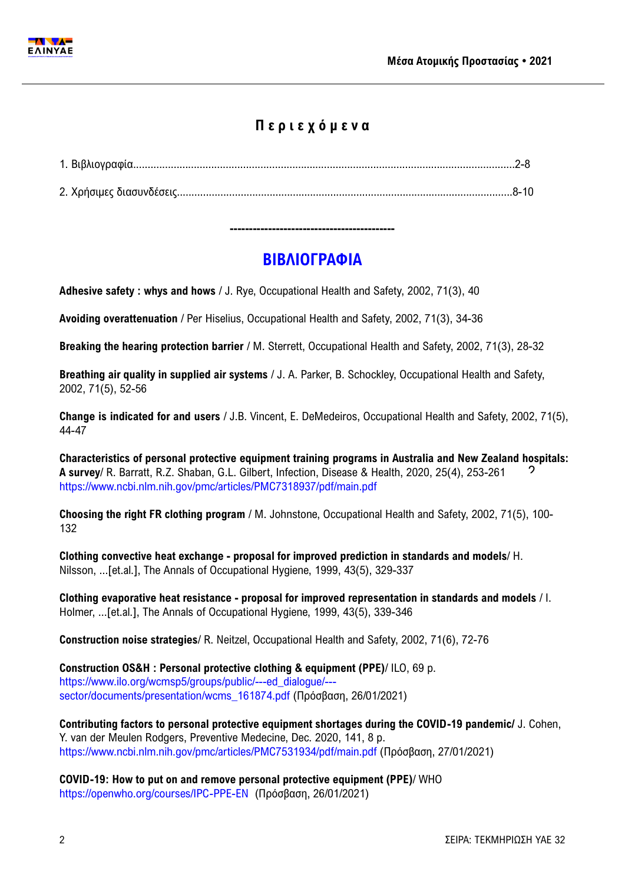## Περιεχόμενα

1. Βιβλιογραφία......................................................................................................................2-8

2. Χρήσιμες διασυνδέσεις.......................................................................................................8-10

-------------------------------------------

# ΒΙΒΛΙΟΓΡΑΦΙΑ

**Adhesive safety : whys and hows** / J. Rye, Occupational Health and Safety, 2002, 71(3), 40

**Avoiding overattenuation** / Per Hiselius, Occupational Health and Safety, 2002, 71(3), 34-36

**Breaking the hearing protection barrier** / M. Sterrett, Occupational Health and Safety, 2002, 71(3), 28-32

**Breathing air quality in supplied air systems** / J. A. Parker, B. Schockley, Occupational Health and Safety, 2002, 71(5), 52-56

**Change is indicated for and users** / J.B. Vincent, E. DeMedeiros, Occupational Health and Safety, 2002, 71(5), 44-47

**Characteristics of personal protective equipment training programs in Australia and New Zealand hospitals: A survey**/ R. Barratt, R.Z. Shaban, G.L. Gilbert, Infection, Disease & Health, 2020, 25(4), 253-261
https://www.ncbi.nlm.nih.gov/pmc/articles/PMC7318937/pdf/main.pdf

**Choosing the right FR clothing program** / M. Johnstone, Occupational Health and Safety, 2002, 71(5), 100-132

**Clothing convective heat exchange - proposal for improved prediction in standards and models**/ H. Nilsson, ...[et.al.], The Annals of Occupational Hygiene, 1999, 43(5), 329-337

**Clothing evaporative heat resistance - proposal for improved representation in standards and models** / I. Holmer, ...[et.al.], The Annals of Occupational Hygiene, 1999, 43(5), 339-346

**Construction noise strategies**/ R. Neitzel, Occupational Health and Safety, 2002, 71(6), 72-76

**Construction OS&H : Personal protective clothing & equipment (PPE)**/ ILO, 69 p.
https://www.ilo.org/wcmsp5/groups/public/---ed_dialogue/---sector/documents/presentation/wcms_161874.pdf (Πρόσβαση, 26/01/2021)

**Contributing factors to personal protective equipment shortages during the COVID-19 pandemic/** J. Cohen, Y. van der Meulen Rodgers, Preventive Medecine, Dec. 2020, 141, 8 p.
https://www.ncbi.nlm.nih.gov/pmc/articles/PMC7531934/pdf/main.pdf (Πρόσβαση, 27/01/2021)

**COVID-19: How to put on and remove personal protective equipment (PPE)**/ WHO
https://openwho.org/courses/IPC-PPE-EN (Πρόσβαση, 26/01/2021)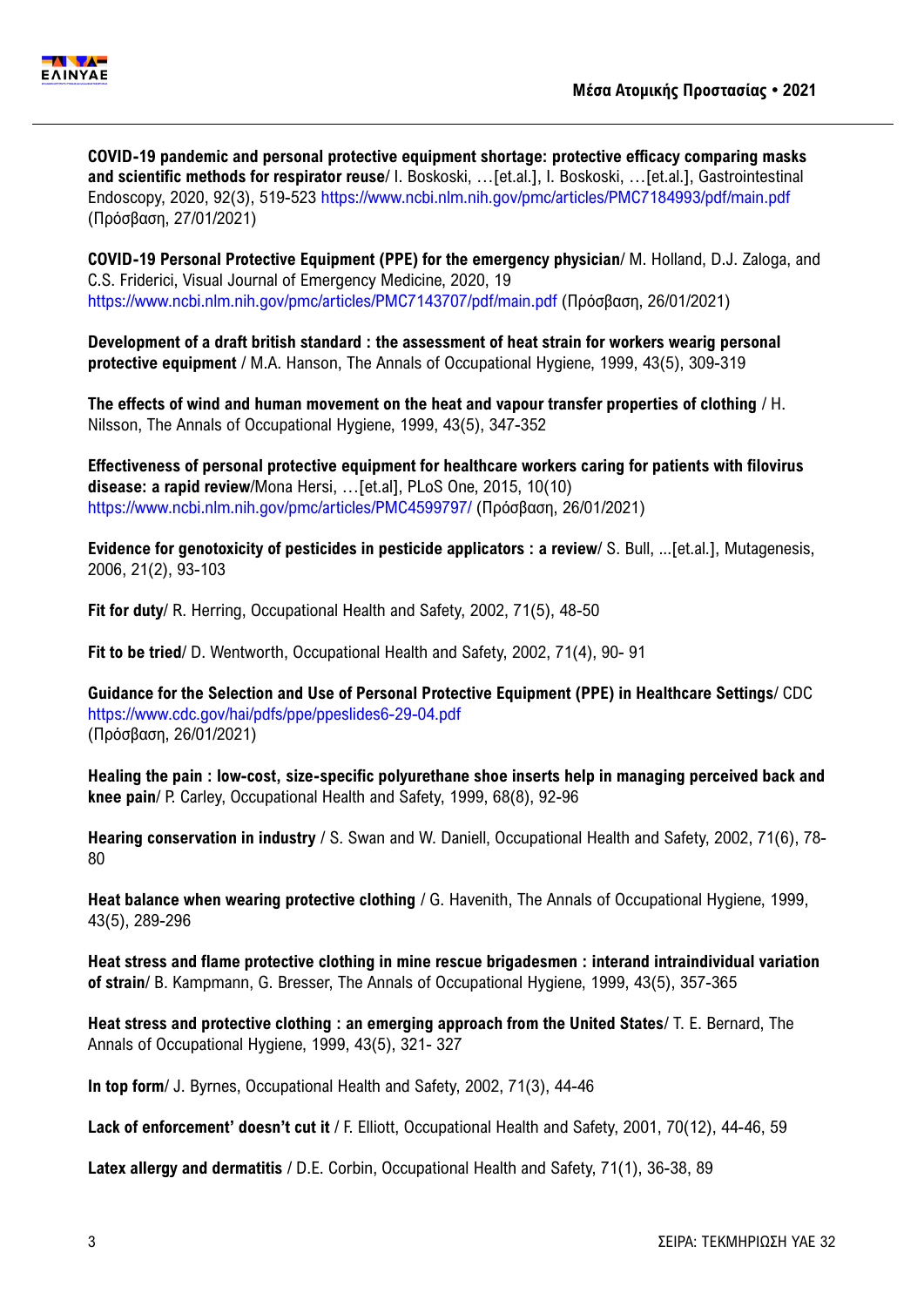**COVID-19 pandemic and personal protective equipment shortage: protective efficacy comparing masks and scientific methods for respirator reuse**/ I. Boskoski, …[et.al.], I. Boskoski, …[et.al.], Gastrointestinal Endoscopy, 2020, 92(3), 519-523 https://www.ncbi.nlm.nih.gov/pmc/articles/PMC7184993/pdf/main.pdf (Πρόσβαση, 27/01/2021)

**COVID-19 Personal Protective Equipment (PPE) for the emergency physician**/ M. Holland, D.J. Zaloga, and C.S. Friderici, Visual Journal of Emergency Medicine, 2020, 19 https://www.ncbi.nlm.nih.gov/pmc/articles/PMC7143707/pdf/main.pdf (Πρόσβαση, 26/01/2021)

**Development of a draft british standard : the assessment of heat strain for workers wearig personal protective equipment** / M.A. Hanson, The Annals of Occupational Hygiene, 1999, 43(5), 309-319

**The effects of wind and human movement on the heat and vapour transfer properties of clothing** / H. Nilsson, The Annals of Occupational Hygiene, 1999, 43(5), 347-352

**Effectiveness of personal protective equipment for healthcare workers caring for patients with filovirus disease: a rapid review**/Mona Hersi, …[et.al], PLoS One, 2015, 10(10) https://www.ncbi.nlm.nih.gov/pmc/articles/PMC4599797/ (Πρόσβαση, 26/01/2021)

**Evidence for genotoxicity of pesticides in pesticide applicators : a review**/ S. Bull, ...[et.al.], Mutagenesis, 2006, 21(2), 93-103

**Fit for duty**/ R. Herring, Occupational Health and Safety, 2002, 71(5), 48-50

**Fit to be tried**/ D. Wentworth, Occupational Health and Safety, 2002, 71(4), 90- 91

**Guidance for the Selection and Use of Personal Protective Equipment (PPE) in Healthcare Settings**/ CDC https://www.cdc.gov/hai/pdfs/ppe/ppeslides6-29-04.pdf (Πρόσβαση, 26/01/2021)

**Healing the pain : low-cost, size-specific polyurethane shoe inserts help in managing perceived back and knee pain**/ P. Carley, Occupational Health and Safety, 1999, 68(8), 92-96

**Hearing conservation in industry** / S. Swan and W. Daniell, Occupational Health and Safety, 2002, 71(6), 78-80

**Heat balance when wearing protective clothing** / G. Havenith, The Annals of Occupational Hygiene, 1999, 43(5), 289-296

**Heat stress and flame protective clothing in mine rescue brigadesmen : interand intraindividual variation of strain**/ B. Kampmann, G. Bresser, The Annals of Occupational Hygiene, 1999, 43(5), 357-365

**Heat stress and protective clothing : an emerging approach from the United States**/ T. E. Bernard, The Annals of Occupational Hygiene, 1999, 43(5), 321- 327

**In top form**/ J. Byrnes, Occupational Health and Safety, 2002, 71(3), 44-46

**Lack of enforcement' doesn't cut it** / F. Elliott, Occupational Health and Safety, 2001, 70(12), 44-46, 59

**Latex allergy and dermatitis** / D.E. Corbin, Occupational Health and Safety, 71(1), 36-38, 89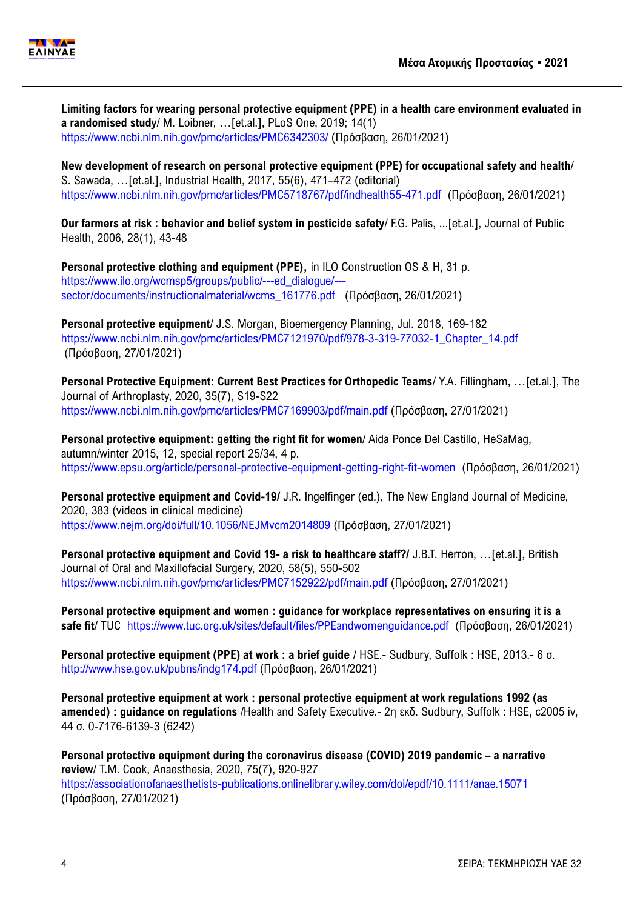**Limiting factors for wearing personal protective equipment (PPE) in a health care environment evaluated in a randomised study**/ M. Loibner, …[et.al.], PLoS One, 2019; 14(1)
https://www.ncbi.nlm.nih.gov/pmc/articles/PMC6342303/ (Πρόσβαση, 26/01/2021)

**New development of research on personal protective equipment (PPE) for occupational safety and health**/ S. Sawada, …[et.al.], Industrial Health, 2017, 55(6), 471–472 (editorial)
https://www.ncbi.nlm.nih.gov/pmc/articles/PMC5718767/pdf/indhealth55-471.pdf (Πρόσβαση, 26/01/2021)

**Our farmers at risk : behavior and belief system in pesticide safety**/ F.G. Palis, ...[et.al.], Journal of Public Health, 2006, 28(1), 43-48

**Personal protective clothing and equipment (PPE),** in ILO Construction OS & H, 31 p.
https://www.ilo.org/wcmsp5/groups/public/---ed_dialogue/---sector/documents/instructionalmaterial/wcms_161776.pdf (Πρόσβαση, 26/01/2021)

**Personal protective equipment**/ J.S. Morgan, Bioemergency Planning, Jul. 2018, 169-182
https://www.ncbi.nlm.nih.gov/pmc/articles/PMC7121970/pdf/978-3-319-77032-1_Chapter_14.pdf (Πρόσβαση, 27/01/2021)

**Personal Protective Equipment: Current Best Practices for Orthopedic Teams**/ Y.A. Fillingham, …[et.al.], The Journal of Arthroplasty, 2020, 35(7), S19-S22
https://www.ncbi.nlm.nih.gov/pmc/articles/PMC7169903/pdf/main.pdf (Πρόσβαση, 27/01/2021)

**Personal protective equipment: getting the right fit for women**/ Aída Ponce Del Castillo, HeSaMag, autumn/winter 2015, 12, special report 25/34, 4 p.
https://www.epsu.org/article/personal-protective-equipment-getting-right-fit-women (Πρόσβαση, 26/01/2021)

**Personal protective equipment and Covid-19/** J.R. Ingelfinger (ed.), The New England Journal of Medicine, 2020, 383 (videos in clinical medicine)
https://www.nejm.org/doi/full/10.1056/NEJMvcm2014809 (Πρόσβαση, 27/01/2021)

**Personal protective equipment and Covid 19- a risk to healthcare staff?/** J.B.T. Herron, …[et.al.], British Journal of Oral and Maxillofacial Surgery, 2020, 58(5), 550-502
https://www.ncbi.nlm.nih.gov/pmc/articles/PMC7152922/pdf/main.pdf (Πρόσβαση, 27/01/2021)

**Personal protective equipment and women : guidance for workplace representatives on ensuring it is a safe fit**/ TUC https://www.tuc.org.uk/sites/default/files/PPEandwomenguidance.pdf (Πρόσβαση, 26/01/2021)

**Personal protective equipment (PPE) at work : a brief guide** / HSE.- Sudbury, Suffolk : HSE, 2013.- 6 σ.
http://www.hse.gov.uk/pubns/indg174.pdf (Πρόσβαση, 26/01/2021)

**Personal protective equipment at work : personal protective equipment at work regulations 1992 (as amended) : guidance on regulations** /Health and Safety Executive.- 2η εκδ. Sudbury, Suffolk : HSE, c2005 iv, 44 σ. 0-7176-6139-3 (6242)

**Personal protective equipment during the coronavirus disease (COVID) 2019 pandemic – a narrative review**/ T.M. Cook, Anaesthesia, 2020, 75(7), 920-927
https://associationofanaesthetists-publications.onlinelibrary.wiley.com/doi/epdf/10.1111/anae.15071 (Πρόσβαση, 27/01/2021)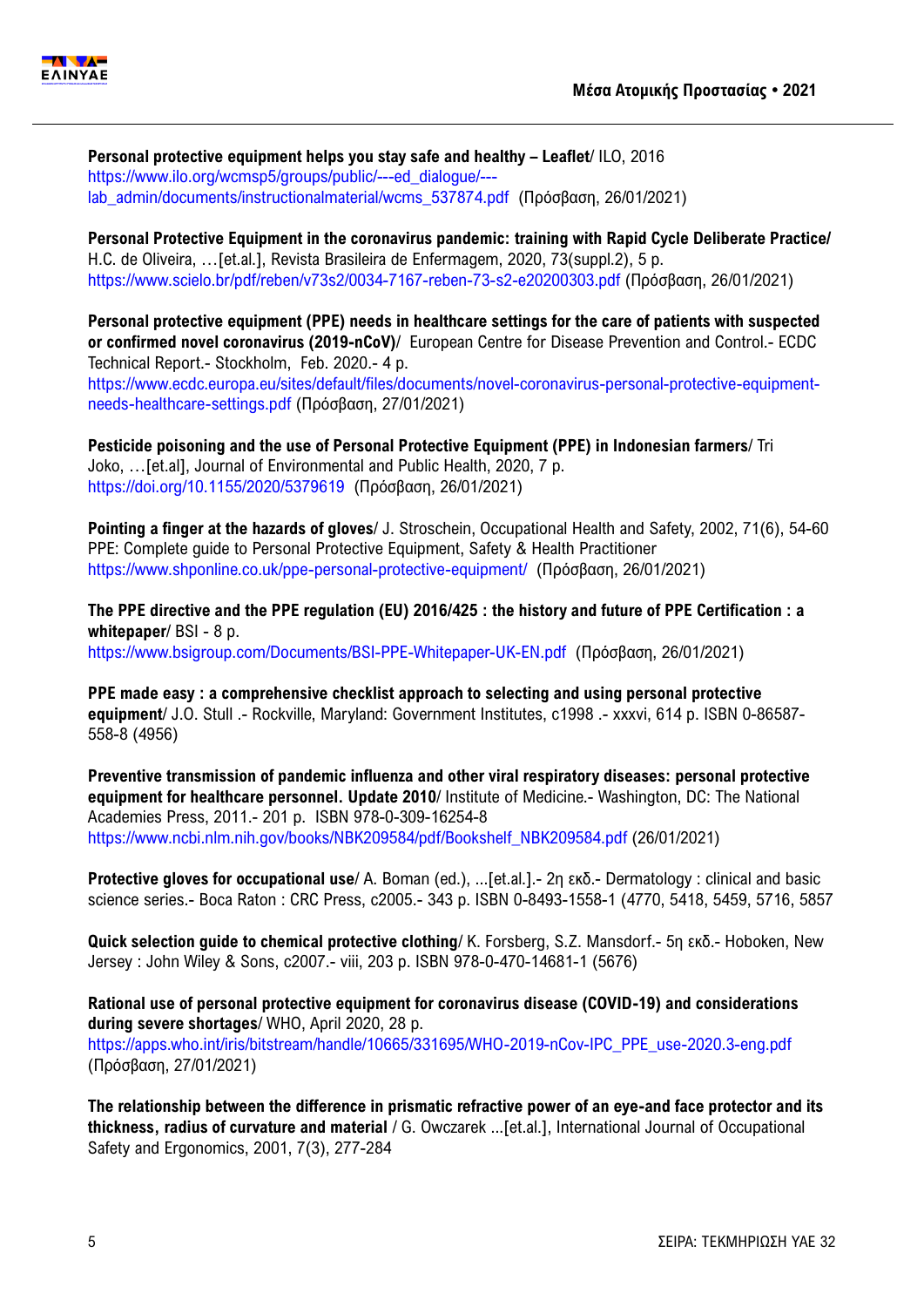**Personal protective equipment helps you stay safe and healthy – Leaflet**/ ILO, 2016
https://www.ilo.org/wcmsp5/groups/public/---ed_dialogue/---lab_admin/documents/instructionalmaterial/wcms_537874.pdf (Πρόσβαση, 26/01/2021)

**Personal Protective Equipment in the coronavirus pandemic: training with Rapid Cycle Deliberate Practice/** H.C. de Oliveira, …[et.al.], Revista Brasileira de Enfermagem, 2020, 73(suppl.2), 5 p.
https://www.scielo.br/pdf/reben/v73s2/0034-7167-reben-73-s2-e20200303.pdf (Πρόσβαση, 26/01/2021)

**Personal protective equipment (PPE) needs in healthcare settings for the care of patients with suspected or confirmed novel coronavirus (2019-nCoV)**/ European Centre for Disease Prevention and Control.- ECDC Technical Report.- Stockholm, Feb. 2020.- 4 p.
https://www.ecdc.europa.eu/sites/default/files/documents/novel-coronavirus-personal-protective-equipment-needs-healthcare-settings.pdf (Πρόσβαση, 27/01/2021)

**Pesticide poisoning and the use of Personal Protective Equipment (PPE) in Indonesian farmers**/ Tri Joko, …[et.al], Journal of Environmental and Public Health, 2020, 7 p.
https://doi.org/10.1155/2020/5379619 (Πρόσβαση, 26/01/2021)

**Pointing a finger at the hazards of gloves**/ J. Stroschein, Occupational Health and Safety, 2002, 71(6), 54-60
PPE: Complete guide to Personal Protective Equipment, Safety & Health Practitioner
https://www.shponline.co.uk/ppe-personal-protective-equipment/ (Πρόσβαση, 26/01/2021)

**The PPE directive and the PPE regulation (EU) 2016/425 : the history and future of PPE Certification : a whitepaper**/ BSI - 8 p.
https://www.bsigroup.com/Documents/BSI-PPE-Whitepaper-UK-EN.pdf (Πρόσβαση, 26/01/2021)

**PPE made easy : a comprehensive checklist approach to selecting and using personal protective equipment**/ J.O. Stull .- Rockville, Maryland: Government Institutes, c1998 .- xxxvi, 614 p. ISBN 0-86587-558-8 (4956)

**Preventive transmission of pandemic influenza and other viral respiratory diseases: personal protective equipment for healthcare personnel. Update 2010**/ Institute of Medicine.- Washington, DC: The National Academies Press, 2011.- 201 p. ISBN 978-0-309-16254-8
https://www.ncbi.nlm.nih.gov/books/NBK209584/pdf/Bookshelf_NBK209584.pdf (26/01/2021)

**Protective gloves for occupational use**/ A. Boman (ed.), ...[et.al.].- 2η εκδ.- Dermatology : clinical and basic science series.- Boca Raton : CRC Press, c2005.- 343 p. ISBN 0-8493-1558-1 (4770, 5418, 5459, 5716, 5857

**Quick selection guide to chemical protective clothing**/ K. Forsberg, S.Z. Mansdorf.- 5η εκδ.- Hoboken, New Jersey : John Wiley & Sons, c2007.- viii, 203 p. ISBN 978-0-470-14681-1 (5676)

**Rational use of personal protective equipment for coronavirus disease (COVID-19) and considerations during severe shortages**/ WHO, April 2020, 28 p.
https://apps.who.int/iris/bitstream/handle/10665/331695/WHO-2019-nCov-IPC_PPE_use-2020.3-eng.pdf (Πρόσβαση, 27/01/2021)

**The relationship between the difference in prismatic refractive power of an eye-and face protector and its thickness, radius of curvature and material** / G. Owczarek ...[et.al.], International Journal of Occupational Safety and Ergonomics, 2001, 7(3), 277-284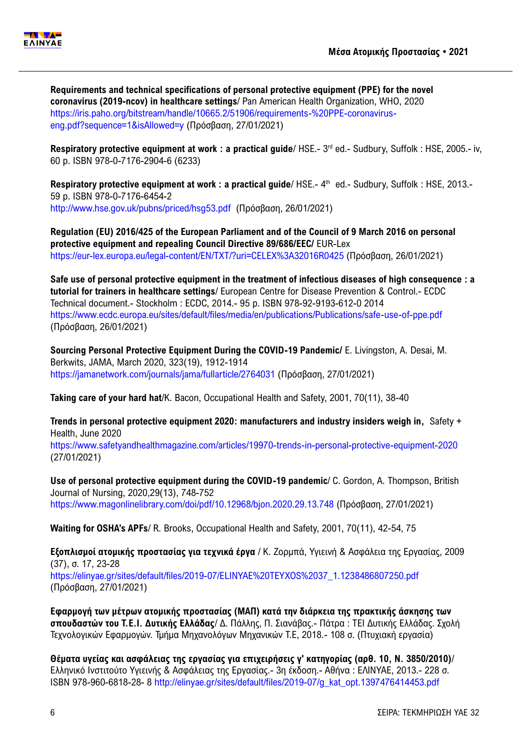**Requirements and technical specifications of personal protective equipment (PPE) for the novel coronavirus (2019-ncov) in healthcare settings**/ Pan American Health Organization, WHO, 2020
https://iris.paho.org/bitstream/handle/10665.2/51906/requirements-%20PPE-coronavirus-eng.pdf?sequence=1&isAllowed=y (Πρόσβαση, 27/01/2021)

**Respiratory protective equipment at work : a practical guide**/ HSE.- 3rd ed.- Sudbury, Suffolk : HSE, 2005.- iv, 60 p. ISBN 978-0-7176-2904-6 (6233)

**Respiratory protective equipment at work : a practical guide**/ HSE.- 4th ed.- Sudbury, Suffolk : HSE, 2013.- 59 p. ISBN 978-0-7176-6454-2
http://www.hse.gov.uk/pubns/priced/hsg53.pdf (Πρόσβαση, 26/01/2021)

**Regulation (EU) 2016/425 of the European Parliament and of the Council of 9 March 2016 on personal protective equipment and repealing Council Directive 89/686/EEC/** EUR-Lex
https://eur-lex.europa.eu/legal-content/EN/TXT/?uri=CELEX%3A32016R0425 (Πρόσβαση, 26/01/2021)

**Safe use of personal protective equipment in the treatment of infectious diseases of high consequence : a tutorial for trainers in healthcare settings**/ European Centre for Disease Prevention & Control.- ECDC Technical document.- Stockholm : ECDC, 2014.- 95 p. ISBN 978-92-9193-612-0 2014
https://www.ecdc.europa.eu/sites/default/files/media/en/publications/Publications/safe-use-of-ppe.pdf (Πρόσβαση, 26/01/2021)

**Sourcing Personal Protective Equipment During the COVID-19 Pandemic/** E. Livingston, A. Desai, M. Berkwits, JAMA, March 2020, 323(19), 1912-1914
https://jamanetwork.com/journals/jama/fullarticle/2764031 (Πρόσβαση, 27/01/2021)

**Taking care of your hard hat**/K. Bacon, Occupational Health and Safety, 2001, 70(11), 38-40

**Trends in personal protective equipment 2020: manufacturers and industry insiders weigh in,** Safety + Health, June 2020
https://www.safetyandhealthmagazine.com/articles/19970-trends-in-personal-protective-equipment-2020 (27/01/2021)

**Use of personal protective equipment during the COVID-19 pandemic**/ C. Gordon, A. Thompson, British Journal of Nursing, 2020,29(13), 748-752
https://www.magonlinelibrary.com/doi/pdf/10.12968/bjon.2020.29.13.748 (Πρόσβαση, 27/01/2021)

**Waiting for OSHA's APFs**/ R. Brooks, Occupational Health and Safety, 2001, 70(11), 42-54, 75

**Εξοπλισμοί ατομικής προστασίας για τεχνικά έργα** / Κ. Ζορμπά, Υγιεινή & Ασφάλεια της Εργασίας, 2009 (37), σ. 17, 23-28
https://elinyae.gr/sites/default/files/2019-07/ELINYAE%20TEYXOS%2037_1.1238486807250.pdf (Πρόσβαση, 27/01/2021)

**Εφαρμογή των μέτρων ατομικής προστασίας (ΜΑΠ) κατά την διάρκεια της πρακτικής άσκησης των σπουδαστών του Τ.Ε.Ι. Δυτικής Ελλάδας**/ Δ. Πάλλης, Π. Σιανάβας.- Πάτρα : ΤΕΙ Δυτικής Ελλάδας. Σχολή Τεχνολογικών Εφαρμογών. Τμήμα Μηχανολόγων Μηχανικών Τ.Ε, 2018.- 108 σ. (Πτυχιακή εργασία)

**Θέματα υγείας και ασφάλειας της εργασίας για επιχειρήσεις γ' κατηγορίας (αρθ. 10, Ν. 3850/2010)**/ Ελληνικό Ινστιτούτο Υγιεινής & Ασφάλειας της Εργασίας.- 3η έκδοση.- Αθήνα : ΕΛΙΝΥΑΕ, 2013.- 228 σ. ISBN 978-960-6818-28- 8 http://elinyae.gr/sites/default/files/2019-07/g_kat_opt.1397476414453.pdf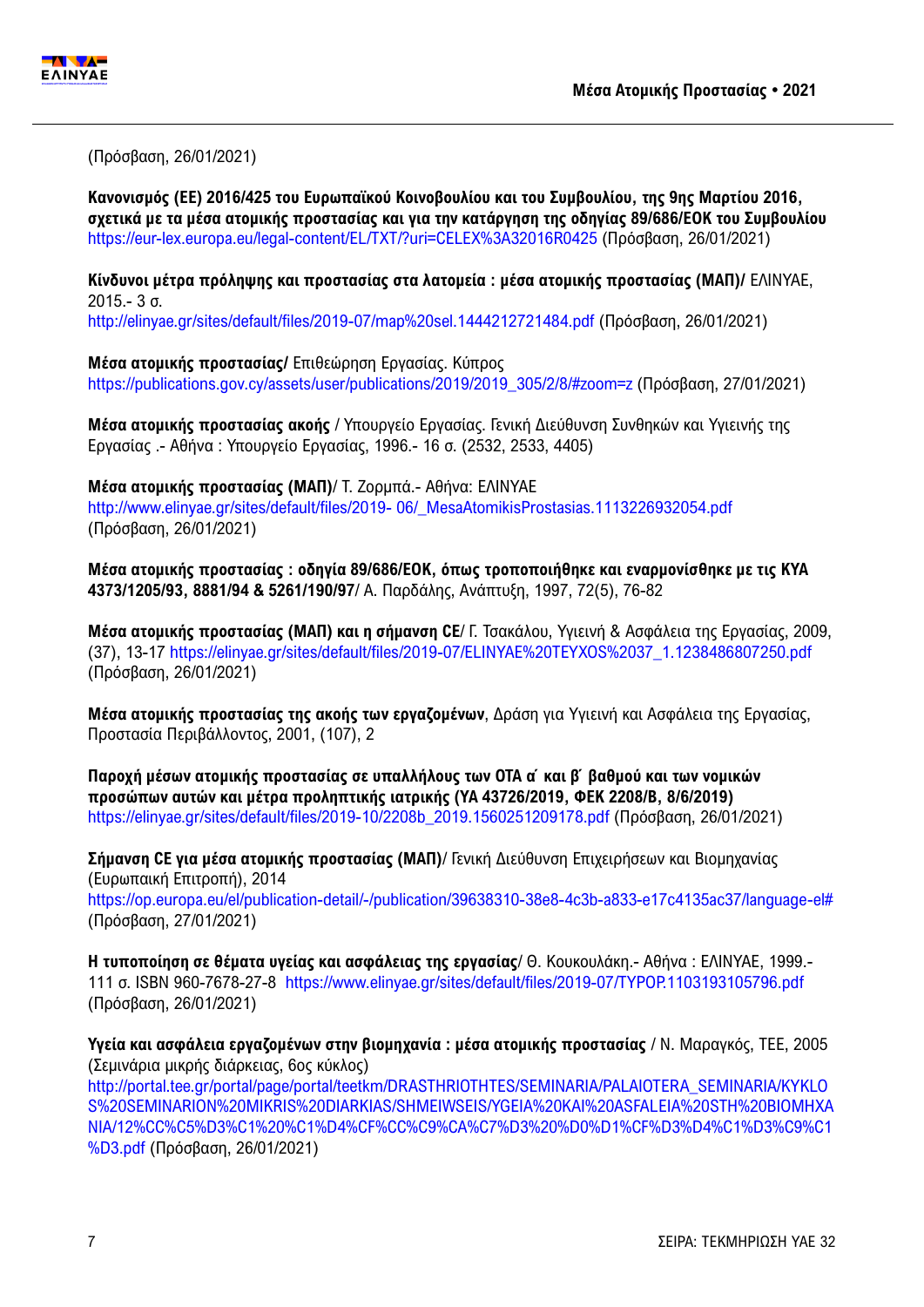(Πρόσβαση, 26/01/2021)

**Κανονισμός (ΕΕ) 2016/425 του Ευρωπαϊκού Κοινοβουλίου και του Συμβουλίου, της 9ης Μαρτίου 2016, σχετικά με τα μέσα ατομικής προστασίας και για την κατάργηση της οδηγίας 89/686/ΕΟΚ του Συμβουλίου** https://eur-lex.europa.eu/legal-content/EL/TXT/?uri=CELEX%3A32016R0425 (Πρόσβαση, 26/01/2021)

**Κίνδυνοι μέτρα πρόληψης και προστασίας στα λατομεία : μέσα ατομικής προστασίας (ΜΑΠ)/** ΕΛΙΝΥΑΕ, 2015.- 3 σ.
http://elinyae.gr/sites/default/files/2019-07/map%20sel.1444212721484.pdf (Πρόσβαση, 26/01/2021)

**Μέσα ατομικής προστασίας/** Επιθεώρηση Εργασίας. Κύπρος
https://publications.gov.cy/assets/user/publications/2019/2019_305/2/8/#zoom=z (Πρόσβαση, 27/01/2021)

**Μέσα ατομικής προστασίας ακοής** / Υπουργείο Εργασίας. Γενική Διεύθυνση Συνθηκών και Υγιεινής της Εργασίας .- Αθήνα : Υπουργείο Εργασίας, 1996.- 16 σ. (2532, 2533, 4405)

**Μέσα ατομικής προστασίας (ΜΑΠ)**/ Τ. Ζορμπά.- Αθήνα: ΕΛΙΝΥΑΕ
http://www.elinyae.gr/sites/default/files/2019- 06/_MesaAtomikisProstasias.1113226932054.pdf (Πρόσβαση, 26/01/2021)

**Μέσα ατομικής προστασίας : οδηγία 89/686/ΕΟΚ, όπως τροποποιήθηκε και εναρμονίσθηκε με τις ΚΥΑ 4373/1205/93, 8881/94 & 5261/190/97**/ Α. Παρδάλης, Ανάπτυξη, 1997, 72(5), 76-82

**Μέσα ατομικής προστασίας (ΜΑΠ) και η σήμανση CE**/ Γ. Τσακάλου, Υγιεινή & Ασφάλεια της Εργασίας, 2009, (37), 13-17 https://elinyae.gr/sites/default/files/2019-07/ELINYAE%20TEYXOS%2037_1.1238486807250.pdf (Πρόσβαση, 26/01/2021)

**Μέσα ατομικής προστασίας της ακοής των εργαζομένων**, Δράση για Υγιεινή και Ασφάλεια της Εργασίας, Προστασία Περιβάλλοντος, 2001, (107), 2

**Παροχή μέσων ατομικής προστασίας σε υπαλλήλους των ΟΤΑ α΄ και β΄ βαθμού και των νομικών προσώπων αυτών και μέτρα προληπτικής ιατρικής (ΥΑ 43726/2019, ΦΕΚ 2208/Β, 8/6/2019)**
https://elinyae.gr/sites/default/files/2019-10/2208b_2019.1560251209178.pdf (Πρόσβαση, 26/01/2021)

**Σήμανση CE για μέσα ατομικής προστασίας (ΜΑΠ)**/ Γενική Διεύθυνση Επιχειρήσεων και Βιομηχανίας (Ευρωπαική Επιτροπή), 2014
https://op.europa.eu/el/publication-detail/-/publication/39638310-38e8-4c3b-a833-e17c4135ac37/language-el# (Πρόσβαση, 27/01/2021)

**Η τυποποίηση σε θέματα υγείας και ασφάλειας της εργασίας**/ Θ. Κουκουλάκη.- Αθήνα : ΕΛΙΝΥΑΕ, 1999.- 111 σ. ISBN 960-7678-27-8 https://www.elinyae.gr/sites/default/files/2019-07/TYPOP.1103193105796.pdf (Πρόσβαση, 26/01/2021)

**Υγεία και ασφάλεια εργαζομένων στην βιομηχανία : μέσα ατομικής προστασίας** / Ν. Μαραγκός, ΤΕΕ, 2005 (Σεμινάρια μικρής διάρκειας, 6ος κύκλος)
http://portal.tee.gr/portal/page/portal/teetkm/DRASTHRIOTHTES/SEMINARIA/PALAIOTERA_SEMINARIA/KYKLOS%20SEMINARION%20MIKRIS%20DIARKIAS/SHMEIWSEIS/YGEIA%20KAI%20ASFALEIA%20STH%20BIOMHXANIA/12%CC%C5%D3%C1%20%C1%D4%CF%CC%C9%CA%C7%D3%20%D0%D1%CF%D3%D4%C1%D3%C9%C1%D3.pdf (Πρόσβαση, 26/01/2021)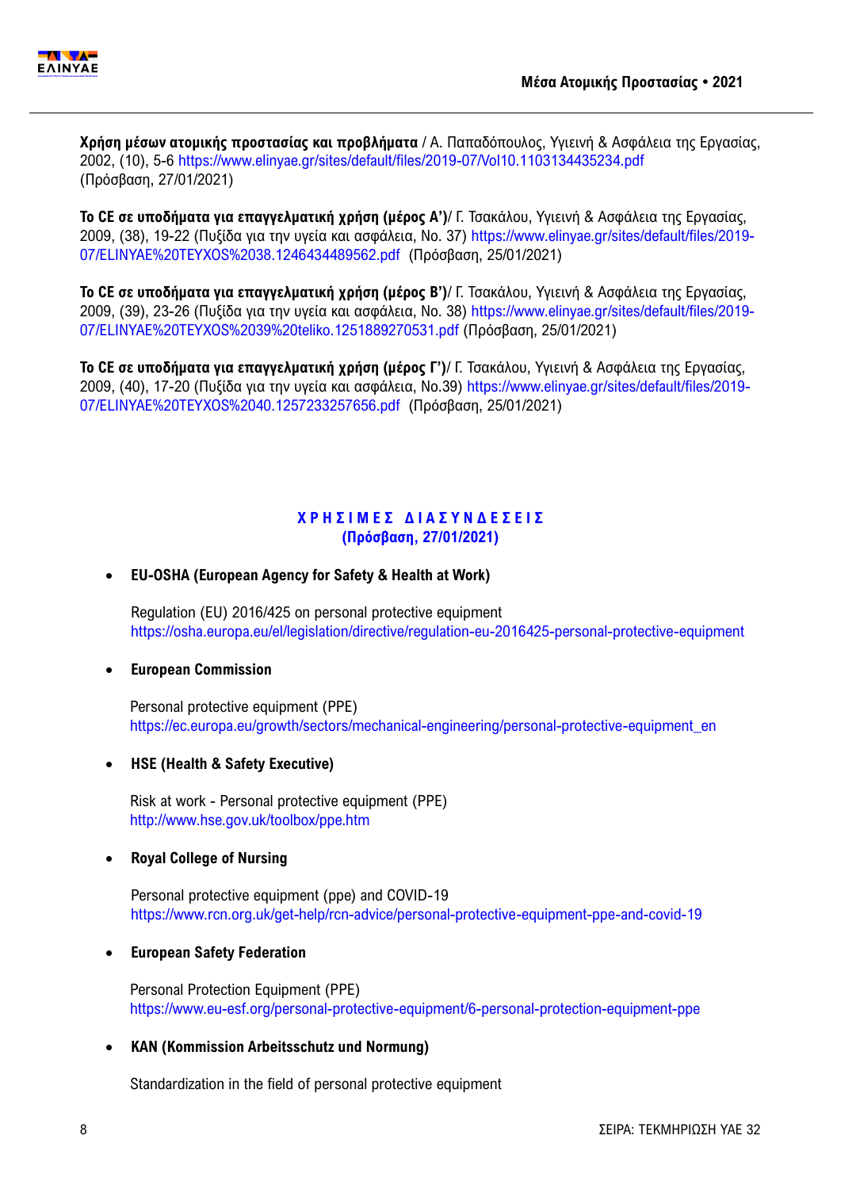**Χρήση μέσων ατομικής προστασίας και προβλήματα** / Α. Παπαδόπουλος, Υγιεινή & Ασφάλεια της Εργασίας, 2002, (10), 5-6 https://www.elinyae.gr/sites/default/files/2019-07/Vol10.1103134435234.pdf (Πρόσβαση, 27/01/2021)

**Το CE σε υποδήματα για επαγγελματική χρήση (μέρος Α')**/ Γ. Τσακάλου, Υγιεινή & Ασφάλεια της Εργασίας, 2009, (38), 19-22 (Πυξίδα για την υγεία και ασφάλεια, No. 37) https://www.elinyae.gr/sites/default/files/2019-07/ELINYAE%20TEYXOS%2038.1246434489562.pdf (Πρόσβαση, 25/01/2021)

**Το CE σε υποδήματα για επαγγελματική χρήση (μέρος Β')**/ Γ. Τσακάλου, Υγιεινή & Ασφάλεια της Εργασίας, 2009, (39), 23-26 (Πυξίδα για την υγεία και ασφάλεια, No. 38) https://www.elinyae.gr/sites/default/files/2019-07/ELINYAE%20TEYXOS%2039%20teliko.1251889270531.pdf (Πρόσβαση, 25/01/2021)

**Το CE σε υποδήματα για επαγγελματική χρήση (μέρος Γ')**/ Γ. Τσακάλου, Υγιεινή & Ασφάλεια της Εργασίας, 2009, (40), 17-20 (Πυξίδα για την υγεία και ασφάλεια, No.39) https://www.elinyae.gr/sites/default/files/2019-07/ELINYAE%20TEYXOS%2040.1257233257656.pdf (Πρόσβαση, 25/01/2021)

## ΧΡΗΣΙΜΕΣ ΔΙΑΣΥΝΔΕΣΕΙΣ
**(Πρόσβαση, 27/01/2021)**

- **EU-OSHA (European Agency for Safety & Health at Work)**

  Regulation (EU) 2016/425 on personal protective equipment
  https://osha.europa.eu/el/legislation/directive/regulation-eu-2016425-personal-protective-equipment

- **European Commission**

  Personal protective equipment (PPE)
  https://ec.europa.eu/growth/sectors/mechanical-engineering/personal-protective-equipment_en

- **HSE (Health & Safety Executive)**

  Risk at work - Personal protective equipment (PPE)
  http://www.hse.gov.uk/toolbox/ppe.htm

- **Royal College of Nursing**

  Personal protective equipment (ppe) and COVID-19
  https://www.rcn.org.uk/get-help/rcn-advice/personal-protective-equipment-ppe-and-covid-19

- **European Safety Federation**

  Personal Protection Equipment (PPE)
  https://www.eu-esf.org/personal-protective-equipment/6-personal-protection-equipment-ppe

- **KAN (Kommission Arbeitsschutz und Normung)**

  Standardization in the field of personal protective equipment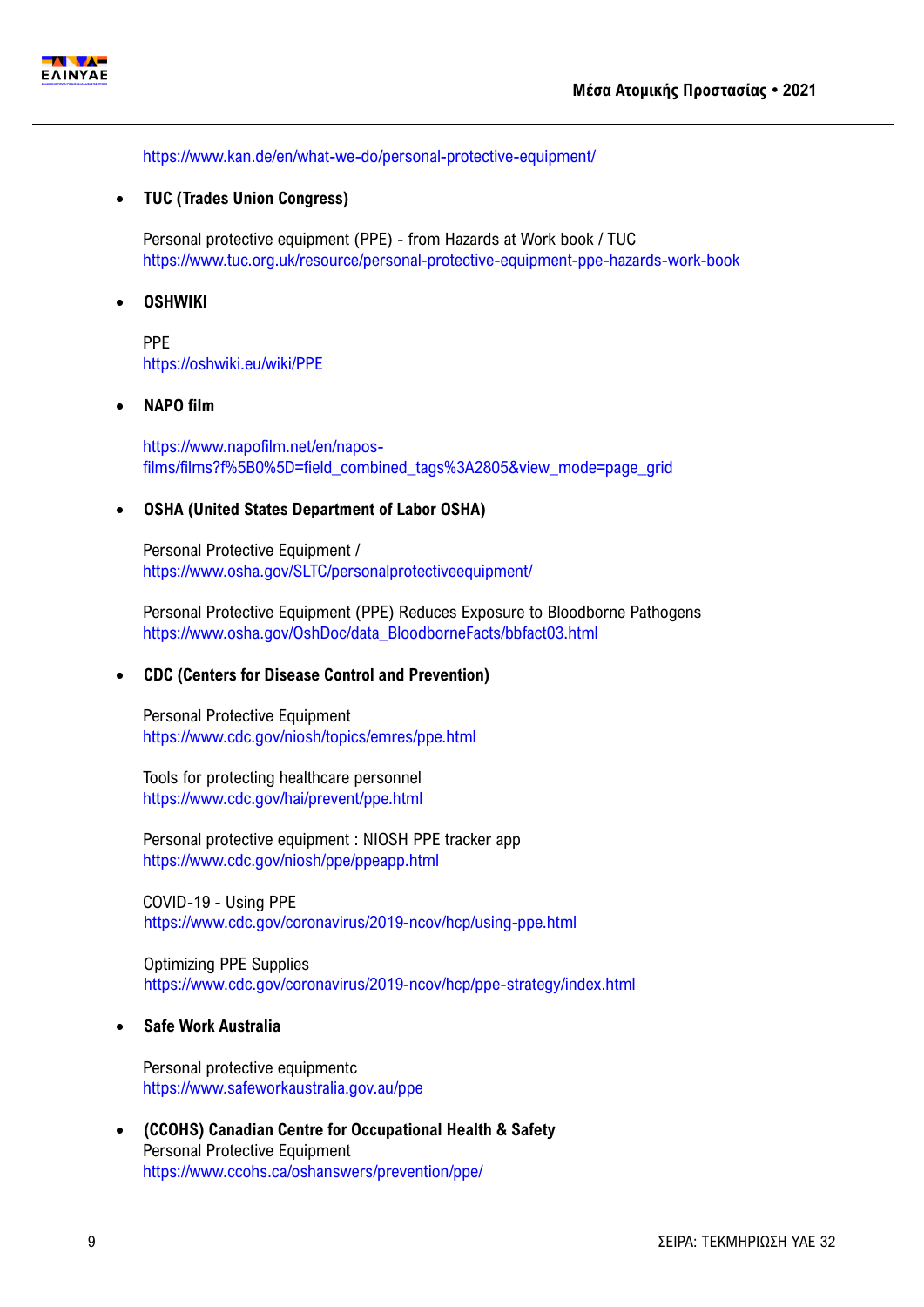https://www.kan.de/en/what-we-do/personal-protective-equipment/

- **TUC (Trades Union Congress)**

  Personal protective equipment (PPE) - from Hazards at Work book / TUC
  https://www.tuc.org.uk/resource/personal-protective-equipment-ppe-hazards-work-book

- **OSHWIKI**

  PPE
  https://oshwiki.eu/wiki/PPE

- **NAPO film**

  https://www.napofilm.net/en/napos-films/films?f%5B0%5D=field_combined_tags%3A2805&view_mode=page_grid

- **OSHA (United States Department of Labor OSHA)**

  Personal Protective Equipment /
  https://www.osha.gov/SLTC/personalprotectiveequipment/

  Personal Protective Equipment (PPE) Reduces Exposure to Bloodborne Pathogens
  https://www.osha.gov/OshDoc/data_BloodborneFacts/bbfact03.html

- **CDC (Centers for Disease Control and Prevention)**

  Personal Protective Equipment
  https://www.cdc.gov/niosh/topics/emres/ppe.html

  Tools for protecting healthcare personnel
  https://www.cdc.gov/hai/prevent/ppe.html

  Personal protective equipment : NIOSH PPE tracker app
  https://www.cdc.gov/niosh/ppe/ppeapp.html

  COVID-19 - Using PPE
  https://www.cdc.gov/coronavirus/2019-ncov/hcp/using-ppe.html

  Optimizing PPE Supplies
  https://www.cdc.gov/coronavirus/2019-ncov/hcp/ppe-strategy/index.html

- **Safe Work Australia**

  Personal protective equipmentc
  https://www.safeworkaustralia.gov.au/ppe

- **(CCOHS) Canadian Centre for Occupational Health & Safety**
  Personal Protective Equipment
  https://www.ccohs.ca/oshanswers/prevention/ppe/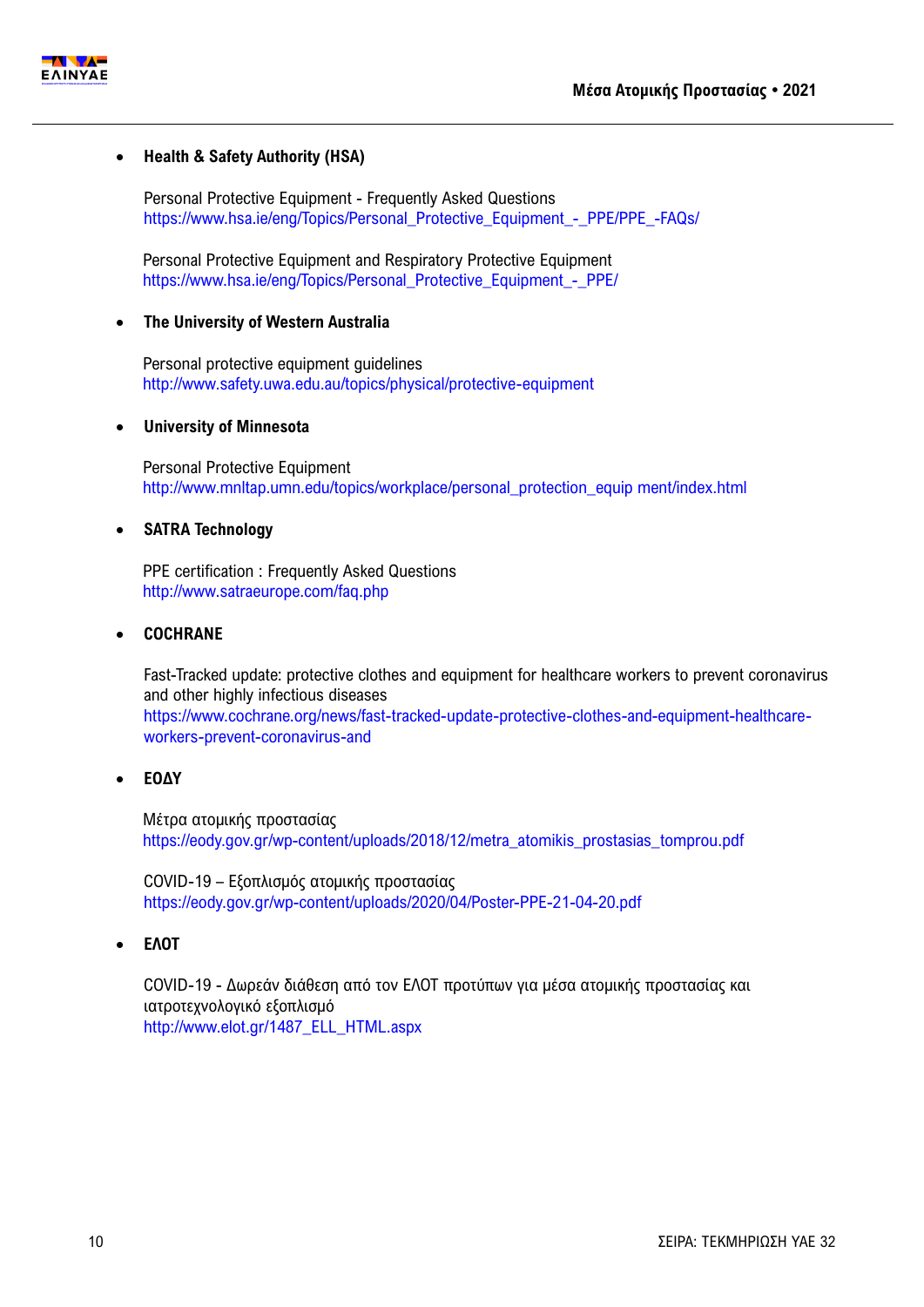- **Health & Safety Authority (HSA)**

  Personal Protective Equipment - Frequently Asked Questions
  https://www.hsa.ie/eng/Topics/Personal_Protective_Equipment_-_PPE/PPE_-FAQs/

  Personal Protective Equipment and Respiratory Protective Equipment
  https://www.hsa.ie/eng/Topics/Personal_Protective_Equipment_-_PPE/

- **The University of Western Australia**

  Personal protective equipment guidelines
  http://www.safety.uwa.edu.au/topics/physical/protective-equipment

- **University of Minnesota**

  Personal Protective Equipment
  http://www.mnltap.umn.edu/topics/workplace/personal_protection_equip ment/index.html

- **SATRA Technology**

  PPE certification : Frequently Asked Questions
  http://www.satraeurope.com/faq.php

- **COCHRANE**

  Fast-Tracked update: protective clothes and equipment for healthcare workers to prevent coronavirus and other highly infectious diseases
  https://www.cochrane.org/news/fast-tracked-update-protective-clothes-and-equipment-healthcare-workers-prevent-coronavirus-and

- **ΕΟΔΥ**

  Μέτρα ατομικής προστασίας
  https://eody.gov.gr/wp-content/uploads/2018/12/metra_atomikis_prostasias_tomprou.pdf

  COVID-19 – Εξοπλισμός ατομικής προστασίας
  https://eody.gov.gr/wp-content/uploads/2020/04/Poster-PPE-21-04-20.pdf

- **ΕΛΟΤ**

  COVID-19 - Δωρεάν διάθεση από τον ΕΛΟΤ προτύπων για μέσα ατομικής προστασίας και ιατροτεχνολογικό εξοπλισμό
  http://www.elot.gr/1487_ELL_HTML.aspx